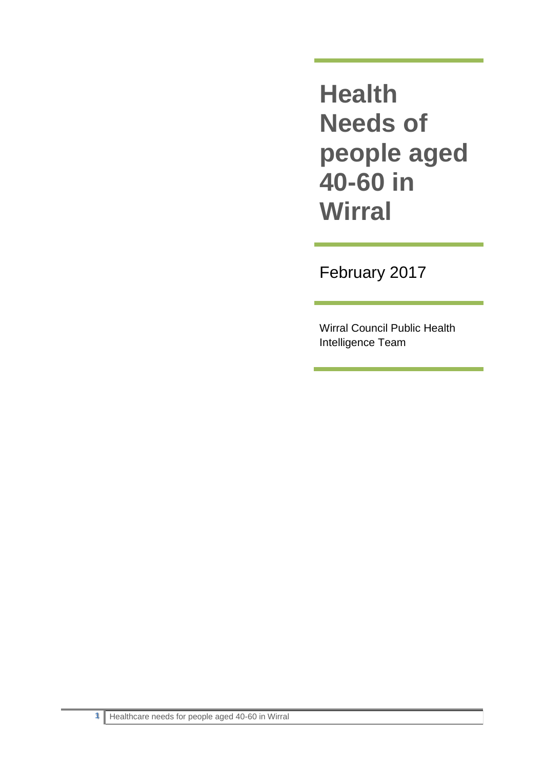# Health Needs of people aged 40-60 in Wirral

February 2017

Wirral Council Public Health Intelligence Team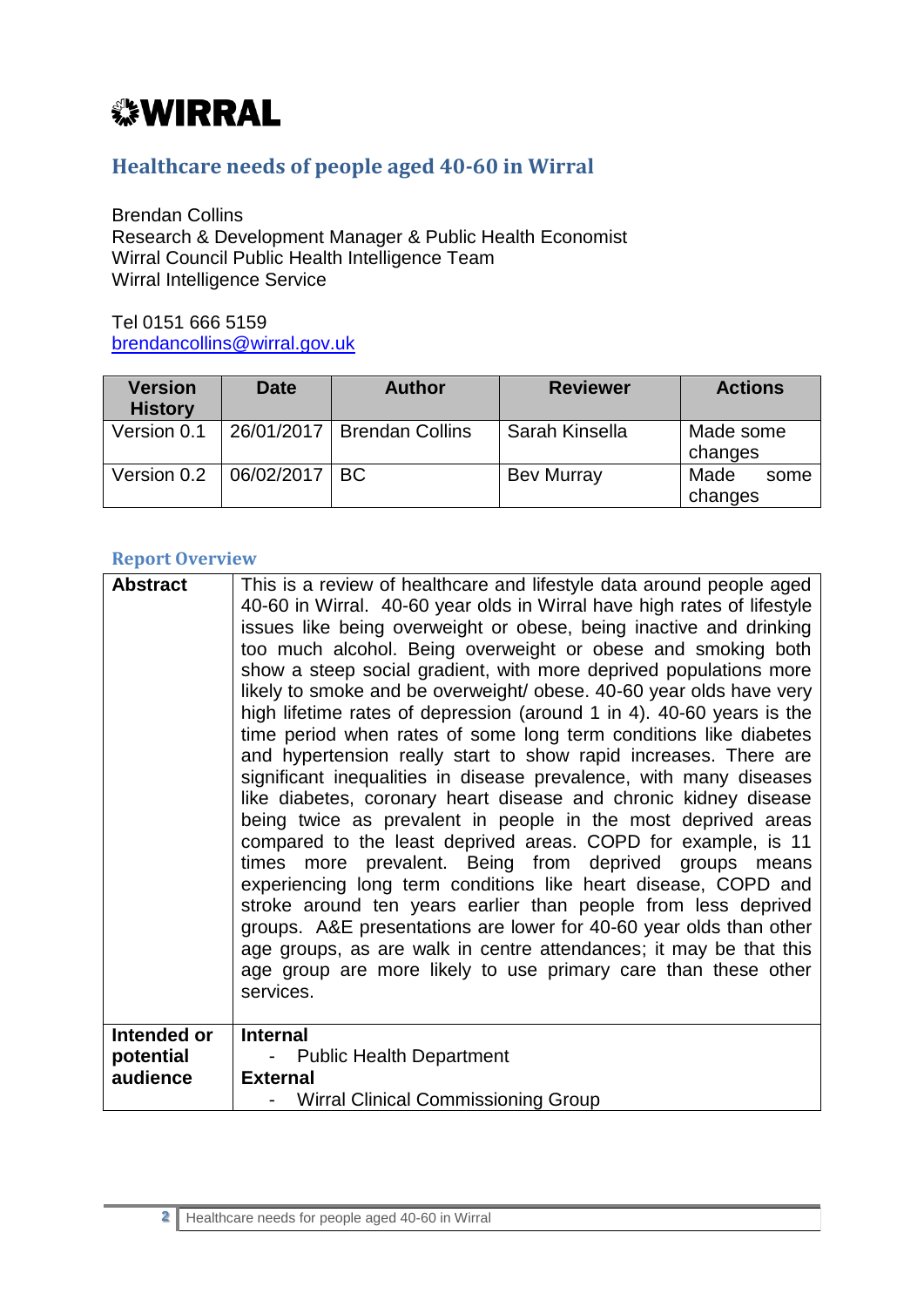**WIRRAL**

# Healthcare needs of people aged 40-60 in Wirral

Brendan Collins
Research & Development Manager & Public Health Economist
Wirral Council Public Health Intelligence Team
Wirral Intelligence Service

Tel 0151 666 5159
brendancollins@wirral.gov.uk

| Version History | Date | Author | Reviewer | Actions |
|---|---|---|---|---|
| Version 0.1 | 26/01/2017 | Brendan Collins | Sarah Kinsella | Made some changes |
| Version 0.2 | 06/02/2017 | BC | Bev Murray | Made some changes |

## Report Overview

| | |
|---|---|
| **Abstract** | This is a review of healthcare and lifestyle data around people aged 40-60 in Wirral. 40-60 year olds in Wirral have high rates of lifestyle issues like being overweight or obese, being inactive and drinking too much alcohol. Being overweight or obese and smoking both show a steep social gradient, with more deprived populations more likely to smoke and be overweight/ obese. 40-60 year olds have very high lifetime rates of depression (around 1 in 4). 40-60 years is the time period when rates of some long term conditions like diabetes and hypertension really start to show rapid increases. There are significant inequalities in disease prevalence, with many diseases like diabetes, coronary heart disease and chronic kidney disease being twice as prevalent in people in the most deprived areas compared to the least deprived areas. COPD for example, is 11 times more prevalent. Being from deprived groups means experiencing long term conditions like heart disease, COPD and stroke around ten years earlier than people from less deprived groups. A&E presentations are lower for 40-60 year olds than other age groups, as are walk in centre attendances; it may be that this age group are more likely to use primary care than these other services. |
| **Intended or potential audience** | **Internal**<br>- Public Health Department<br>**External**<br>- Wirral Clinical Commissioning Group |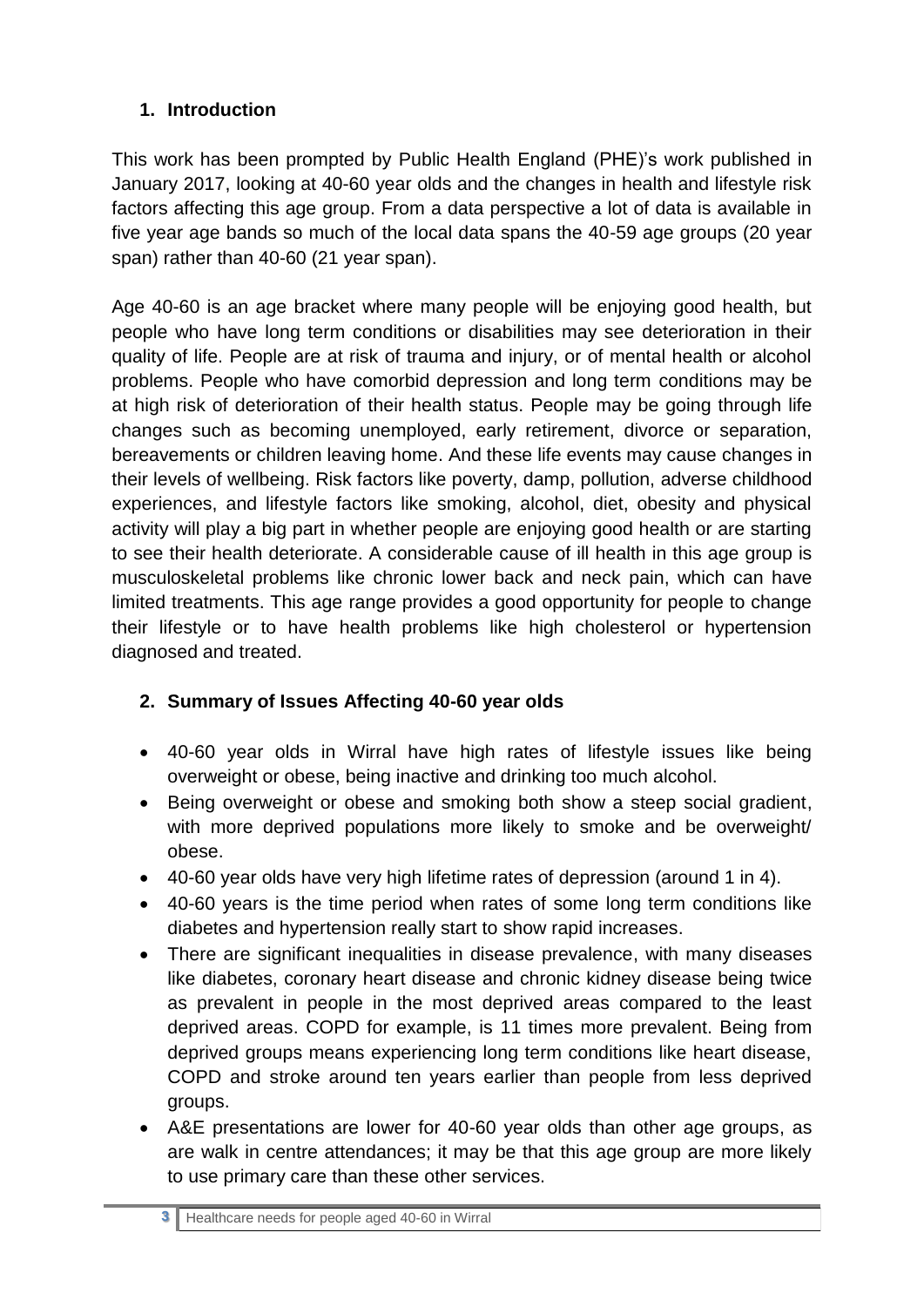## 1. Introduction

This work has been prompted by Public Health England (PHE)'s work published in January 2017, looking at 40-60 year olds and the changes in health and lifestyle risk factors affecting this age group. From a data perspective a lot of data is available in five year age bands so much of the local data spans the 40-59 age groups (20 year span) rather than 40-60 (21 year span).

Age 40-60 is an age bracket where many people will be enjoying good health, but people who have long term conditions or disabilities may see deterioration in their quality of life. People are at risk of trauma and injury, or of mental health or alcohol problems. People who have comorbid depression and long term conditions may be at high risk of deterioration of their health status. People may be going through life changes such as becoming unemployed, early retirement, divorce or separation, bereavements or children leaving home. And these life events may cause changes in their levels of wellbeing. Risk factors like poverty, damp, pollution, adverse childhood experiences, and lifestyle factors like smoking, alcohol, diet, obesity and physical activity will play a big part in whether people are enjoying good health or are starting to see their health deteriorate. A considerable cause of ill health in this age group is musculoskeletal problems like chronic lower back and neck pain, which can have limited treatments. This age range provides a good opportunity for people to change their lifestyle or to have health problems like high cholesterol or hypertension diagnosed and treated.

## 2. Summary of Issues Affecting 40-60 year olds

- 40-60 year olds in Wirral have high rates of lifestyle issues like being overweight or obese, being inactive and drinking too much alcohol.
- Being overweight or obese and smoking both show a steep social gradient, with more deprived populations more likely to smoke and be overweight/ obese.
- 40-60 year olds have very high lifetime rates of depression (around 1 in 4).
- 40-60 years is the time period when rates of some long term conditions like diabetes and hypertension really start to show rapid increases.
- There are significant inequalities in disease prevalence, with many diseases like diabetes, coronary heart disease and chronic kidney disease being twice as prevalent in people in the most deprived areas compared to the least deprived areas. COPD for example, is 11 times more prevalent. Being from deprived groups means experiencing long term conditions like heart disease, COPD and stroke around ten years earlier than people from less deprived groups.
- A&E presentations are lower for 40-60 year olds than other age groups, as are walk in centre attendances; it may be that this age group are more likely to use primary care than these other services.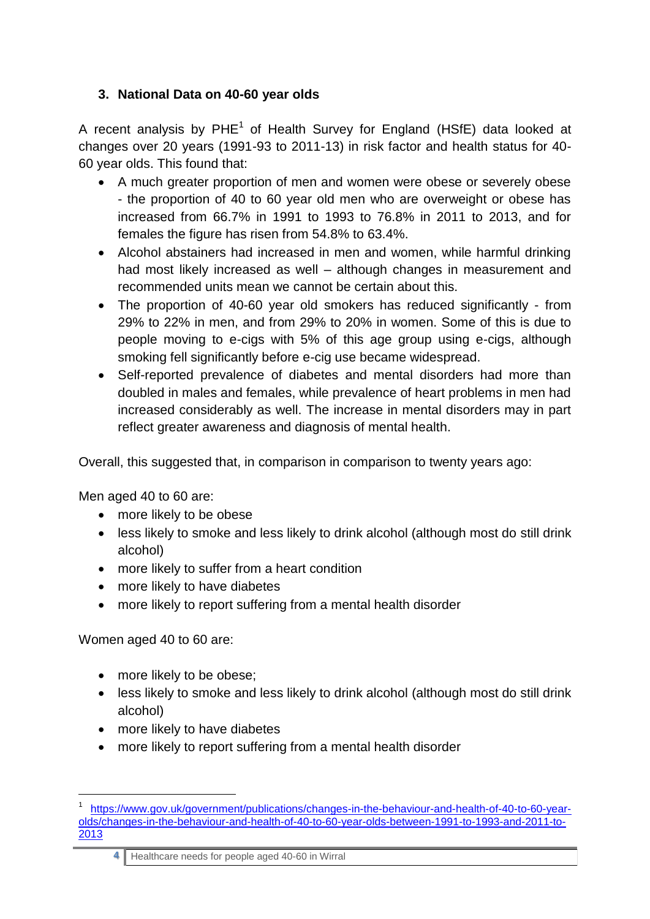## 3. National Data on 40-60 year olds

A recent analysis by PHE[1] of Health Survey for England (HSfE) data looked at changes over 20 years (1991-93 to 2011-13) in risk factor and health status for 40-60 year olds. This found that:

- A much greater proportion of men and women were obese or severely obese - the proportion of 40 to 60 year old men who are overweight or obese has increased from 66.7% in 1991 to 1993 to 76.8% in 2011 to 2013, and for females the figure has risen from 54.8% to 63.4%.
- Alcohol abstainers had increased in men and women, while harmful drinking had most likely increased as well – although changes in measurement and recommended units mean we cannot be certain about this.
- The proportion of 40-60 year old smokers has reduced significantly - from 29% to 22% in men, and from 29% to 20% in women. Some of this is due to people moving to e-cigs with 5% of this age group using e-cigs, although smoking fell significantly before e-cig use became widespread.
- Self-reported prevalence of diabetes and mental disorders had more than doubled in males and females, while prevalence of heart problems in men had increased considerably as well. The increase in mental disorders may in part reflect greater awareness and diagnosis of mental health.

Overall, this suggested that, in comparison in comparison to twenty years ago:

Men aged 40 to 60 are:

- more likely to be obese
- less likely to smoke and less likely to drink alcohol (although most do still drink alcohol)
- more likely to suffer from a heart condition
- more likely to have diabetes
- more likely to report suffering from a mental health disorder

Women aged 40 to 60 are:

- more likely to be obese;
- less likely to smoke and less likely to drink alcohol (although most do still drink alcohol)
- more likely to have diabetes
- more likely to report suffering from a mental health disorder

---

[1] https://www.gov.uk/government/publications/changes-in-the-behaviour-and-health-of-40-to-60-year-olds/changes-in-the-behaviour-and-health-of-40-to-60-year-olds-between-1991-to-1993-and-2011-to-2013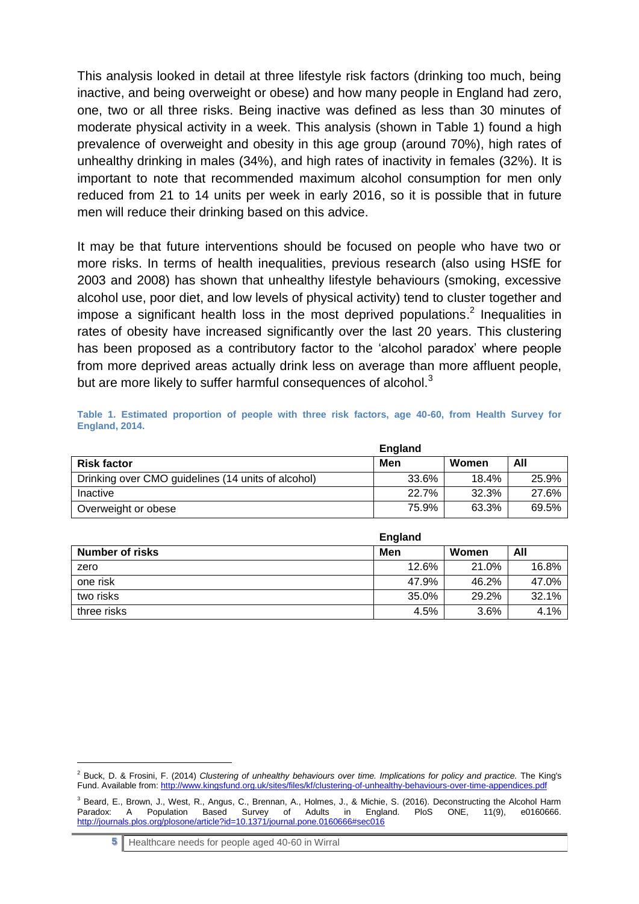This analysis looked in detail at three lifestyle risk factors (drinking too much, being inactive, and being overweight or obese) and how many people in England had zero, one, two or all three risks. Being inactive was defined as less than 30 minutes of moderate physical activity in a week. This analysis (shown in Table 1) found a high prevalence of overweight and obesity in this age group (around 70%), high rates of unhealthy drinking in males (34%), and high rates of inactivity in females (32%). It is important to note that recommended maximum alcohol consumption for men only reduced from 21 to 14 units per week in early 2016, so it is possible that in future men will reduce their drinking based on this advice.

It may be that future interventions should be focused on people who have two or more risks. In terms of health inequalities, previous research (also using HSfE for 2003 and 2008) has shown that unhealthy lifestyle behaviours (smoking, excessive alcohol use, poor diet, and low levels of physical activity) tend to cluster together and impose a significant health loss in the most deprived populations.[2] Inequalities in rates of obesity have increased significantly over the last 20 years. This clustering has been proposed as a contributory factor to the 'alcohol paradox' where people from more deprived areas actually drink less on average than more affluent people, but are more likely to suffer harmful consequences of alcohol.[3]

**Table 1. Estimated proportion of people with three risk factors, age 40-60, from Health Survey for England, 2014.**

| | England | | |
|---|---|---|---|
| **Risk factor** | **Men** | **Women** | **All** |
| Drinking over CMO guidelines (14 units of alcohol) | 33.6% | 18.4% | 25.9% |
| Inactive | 22.7% | 32.3% | 27.6% |
| Overweight or obese | 75.9% | 63.3% | 69.5% |

| | England | | |
|---|---|---|---|
| **Number of risks** | **Men** | **Women** | **All** |
| zero | 12.6% | 21.0% | 16.8% |
| one risk | 47.9% | 46.2% | 47.0% |
| two risks | 35.0% | 29.2% | 32.1% |
| three risks | 4.5% | 3.6% | 4.1% |

---

[2] Buck, D. & Frosini, F. (2014) *Clustering of unhealthy behaviours over time. Implications for policy and practice.* The King's Fund. Available from: http://www.kingsfund.org.uk/sites/files/kf/clustering-of-unhealthy-behaviours-over-time-appendices.pdf

[3] Beard, E., Brown, J., West, R., Angus, C., Brennan, A., Holmes, J., & Michie, S. (2016). Deconstructing the Alcohol Harm Paradox: A Population Based Survey of Adults in England. PloS ONE, 11(9), e0160666. http://journals.plos.org/plosone/article?id=10.1371/journal.pone.0160666#sec016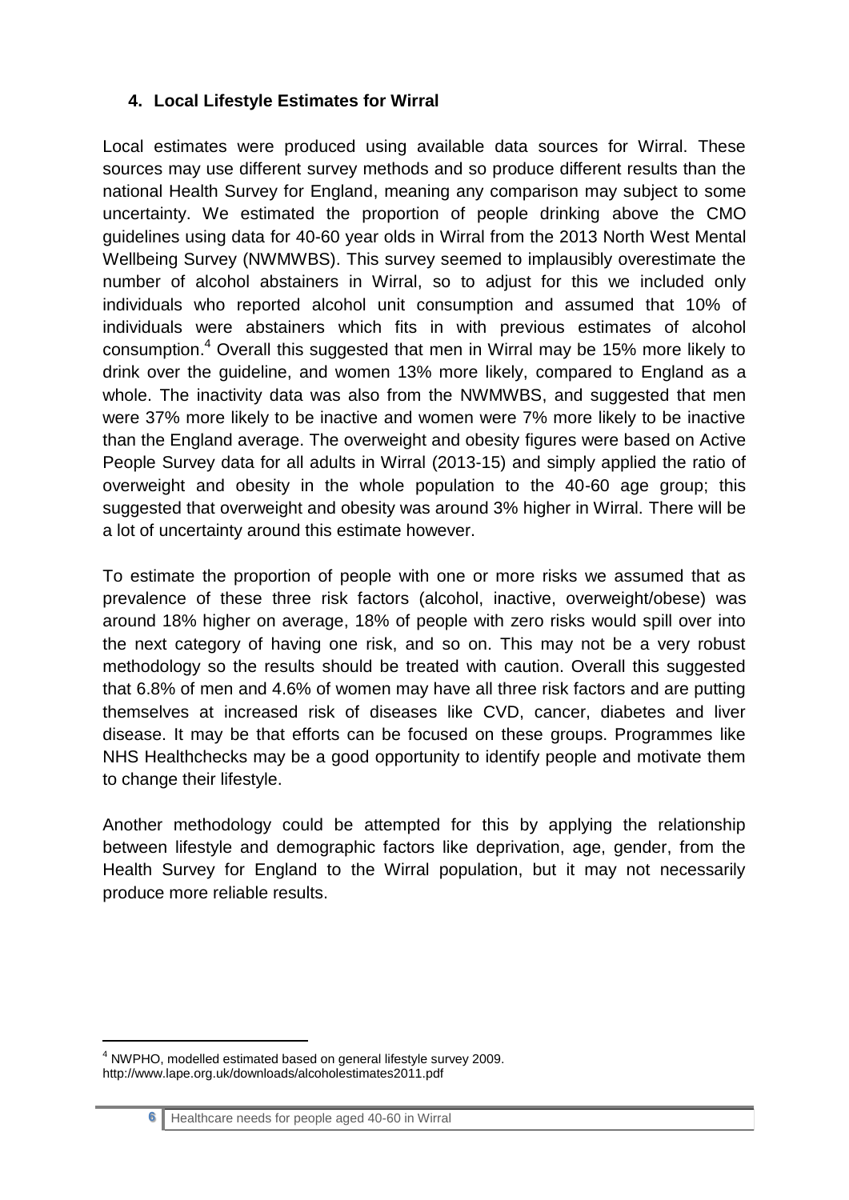## 4. Local Lifestyle Estimates for Wirral

Local estimates were produced using available data sources for Wirral. These sources may use different survey methods and so produce different results than the national Health Survey for England, meaning any comparison may subject to some uncertainty. We estimated the proportion of people drinking above the CMO guidelines using data for 40-60 year olds in Wirral from the 2013 North West Mental Wellbeing Survey (NWMWBS). This survey seemed to implausibly overestimate the number of alcohol abstainers in Wirral, so to adjust for this we included only individuals who reported alcohol unit consumption and assumed that 10% of individuals were abstainers which fits in with previous estimates of alcohol consumption.[4] Overall this suggested that men in Wirral may be 15% more likely to drink over the guideline, and women 13% more likely, compared to England as a whole. The inactivity data was also from the NWMWBS, and suggested that men were 37% more likely to be inactive and women were 7% more likely to be inactive than the England average. The overweight and obesity figures were based on Active People Survey data for all adults in Wirral (2013-15) and simply applied the ratio of overweight and obesity in the whole population to the 40-60 age group; this suggested that overweight and obesity was around 3% higher in Wirral. There will be a lot of uncertainty around this estimate however.

To estimate the proportion of people with one or more risks we assumed that as prevalence of these three risk factors (alcohol, inactive, overweight/obese) was around 18% higher on average, 18% of people with zero risks would spill over into the next category of having one risk, and so on. This may not be a very robust methodology so the results should be treated with caution. Overall this suggested that 6.8% of men and 4.6% of women may have all three risk factors and are putting themselves at increased risk of diseases like CVD, cancer, diabetes and liver disease. It may be that efforts can be focused on these groups. Programmes like NHS Healthchecks may be a good opportunity to identify people and motivate them to change their lifestyle.

Another methodology could be attempted for this by applying the relationship between lifestyle and demographic factors like deprivation, age, gender, from the Health Survey for England to the Wirral population, but it may not necessarily produce more reliable results.

---

[4] NWPHO, modelled estimated based on general lifestyle survey 2009. http://www.lape.org.uk/downloads/alcoholestimates2011.pdf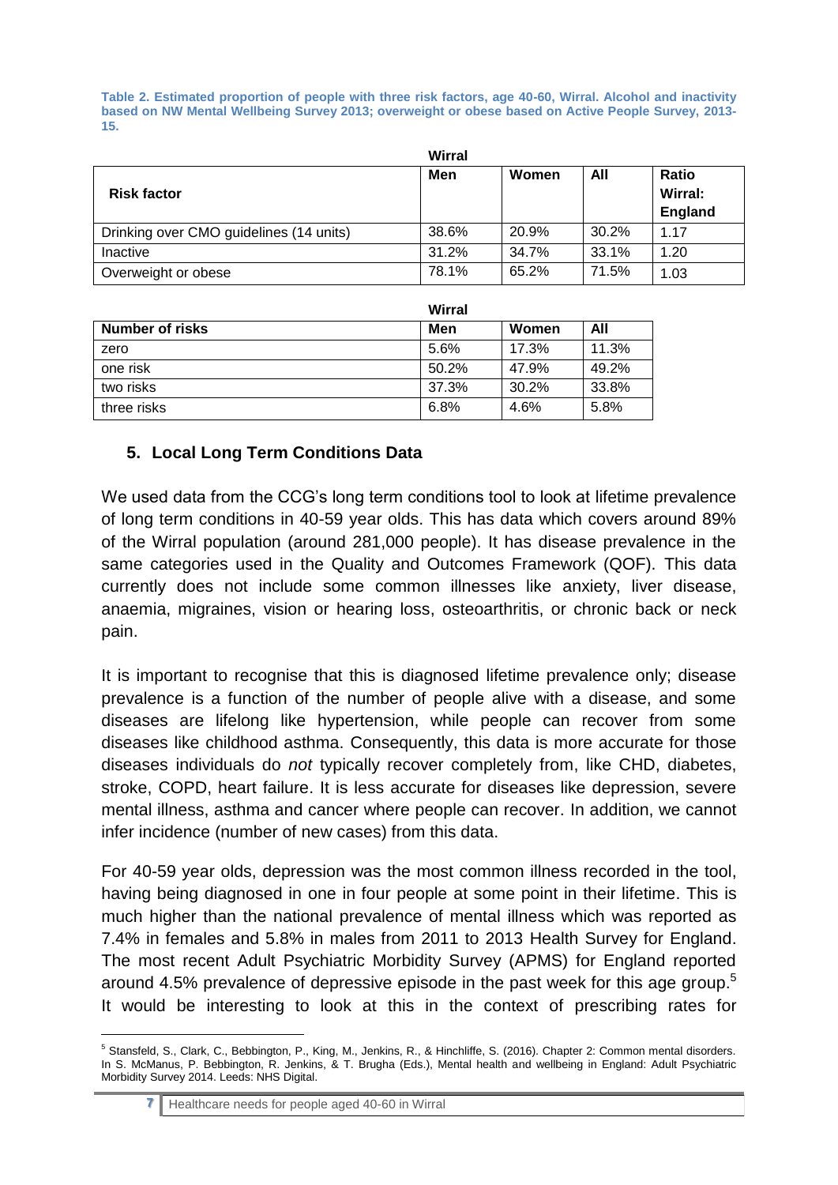**Table 2. Estimated proportion of people with three risk factors, age 40-60, Wirral. Alcohol and inactivity based on NW Mental Wellbeing Survey 2013; overweight or obese based on Active People Survey, 2013-15.**

| | Wirral | | | |
|---|---|---|---|---|
| **Risk factor** | **Men** | **Women** | **All** | **Ratio Wirral: England** |
| Drinking over CMO guidelines (14 units) | 38.6% | 20.9% | 30.2% | 1.17 |
| Inactive | 31.2% | 34.7% | 33.1% | 1.20 |
| Overweight or obese | 78.1% | 65.2% | 71.5% | 1.03 |

| | Wirral | | |
|---|---|---|---|
| **Number of risks** | **Men** | **Women** | **All** |
| zero | 5.6% | 17.3% | 11.3% |
| one risk | 50.2% | 47.9% | 49.2% |
| two risks | 37.3% | 30.2% | 33.8% |
| three risks | 6.8% | 4.6% | 5.8% |

## 5. Local Long Term Conditions Data

We used data from the CCG's long term conditions tool to look at lifetime prevalence of long term conditions in 40-59 year olds. This has data which covers around 89% of the Wirral population (around 281,000 people). It has disease prevalence in the same categories used in the Quality and Outcomes Framework (QOF). This data currently does not include some common illnesses like anxiety, liver disease, anaemia, migraines, vision or hearing loss, osteoarthritis, or chronic back or neck pain.

It is important to recognise that this is diagnosed lifetime prevalence only; disease prevalence is a function of the number of people alive with a disease, and some diseases are lifelong like hypertension, while people can recover from some diseases like childhood asthma. Consequently, this data is more accurate for those diseases individuals do *not* typically recover completely from, like CHD, diabetes, stroke, COPD, heart failure. It is less accurate for diseases like depression, severe mental illness, asthma and cancer where people can recover. In addition, we cannot infer incidence (number of new cases) from this data.

For 40-59 year olds, depression was the most common illness recorded in the tool, having being diagnosed in one in four people at some point in their lifetime. This is much higher than the national prevalence of mental illness which was reported as 7.4% in females and 5.8% in males from 2011 to 2013 Health Survey for England. The most recent Adult Psychiatric Morbidity Survey (APMS) for England reported around 4.5% prevalence of depressive episode in the past week for this age group.[5] It would be interesting to look at this in the context of prescribing rates for

[5] Stansfeld, S., Clark, C., Bebbington, P., King, M., Jenkins, R., & Hinchliffe, S. (2016). Chapter 2: Common mental disorders. In S. McManus, P. Bebbington, R. Jenkins, & T. Brugha (Eds.), Mental health and wellbeing in England: Adult Psychiatric Morbidity Survey 2014. Leeds: NHS Digital.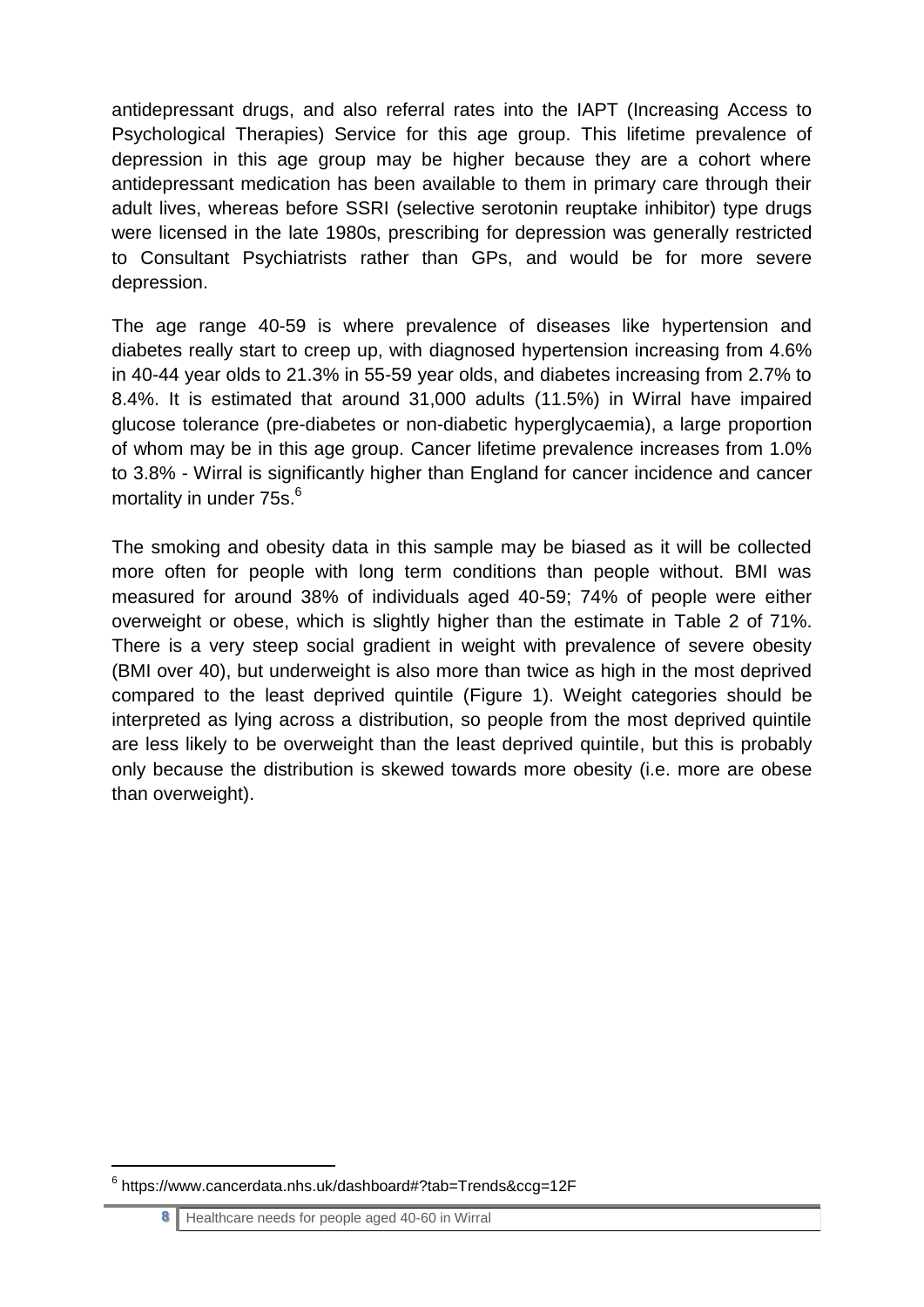antidepressant drugs, and also referral rates into the IAPT (Increasing Access to Psychological Therapies) Service for this age group. This lifetime prevalence of depression in this age group may be higher because they are a cohort where antidepressant medication has been available to them in primary care through their adult lives, whereas before SSRI (selective serotonin reuptake inhibitor) type drugs were licensed in the late 1980s, prescribing for depression was generally restricted to Consultant Psychiatrists rather than GPs, and would be for more severe depression.

The age range 40-59 is where prevalence of diseases like hypertension and diabetes really start to creep up, with diagnosed hypertension increasing from 4.6% in 40-44 year olds to 21.3% in 55-59 year olds, and diabetes increasing from 2.7% to 8.4%. It is estimated that around 31,000 adults (11.5%) in Wirral have impaired glucose tolerance (pre-diabetes or non-diabetic hyperglycaemia), a large proportion of whom may be in this age group. Cancer lifetime prevalence increases from 1.0% to 3.8% - Wirral is significantly higher than England for cancer incidence and cancer mortality in under 75s.[6]

The smoking and obesity data in this sample may be biased as it will be collected more often for people with long term conditions than people without. BMI was measured for around 38% of individuals aged 40-59; 74% of people were either overweight or obese, which is slightly higher than the estimate in Table 2 of 71%. There is a very steep social gradient in weight with prevalence of severe obesity (BMI over 40), but underweight is also more than twice as high in the most deprived compared to the least deprived quintile (Figure 1). Weight categories should be interpreted as lying across a distribution, so people from the most deprived quintile are less likely to be overweight than the least deprived quintile, but this is probably only because the distribution is skewed towards more obesity (i.e. more are obese than overweight).

[6] https://www.cancerdata.nhs.uk/dashboard#?tab=Trends&ccg=12F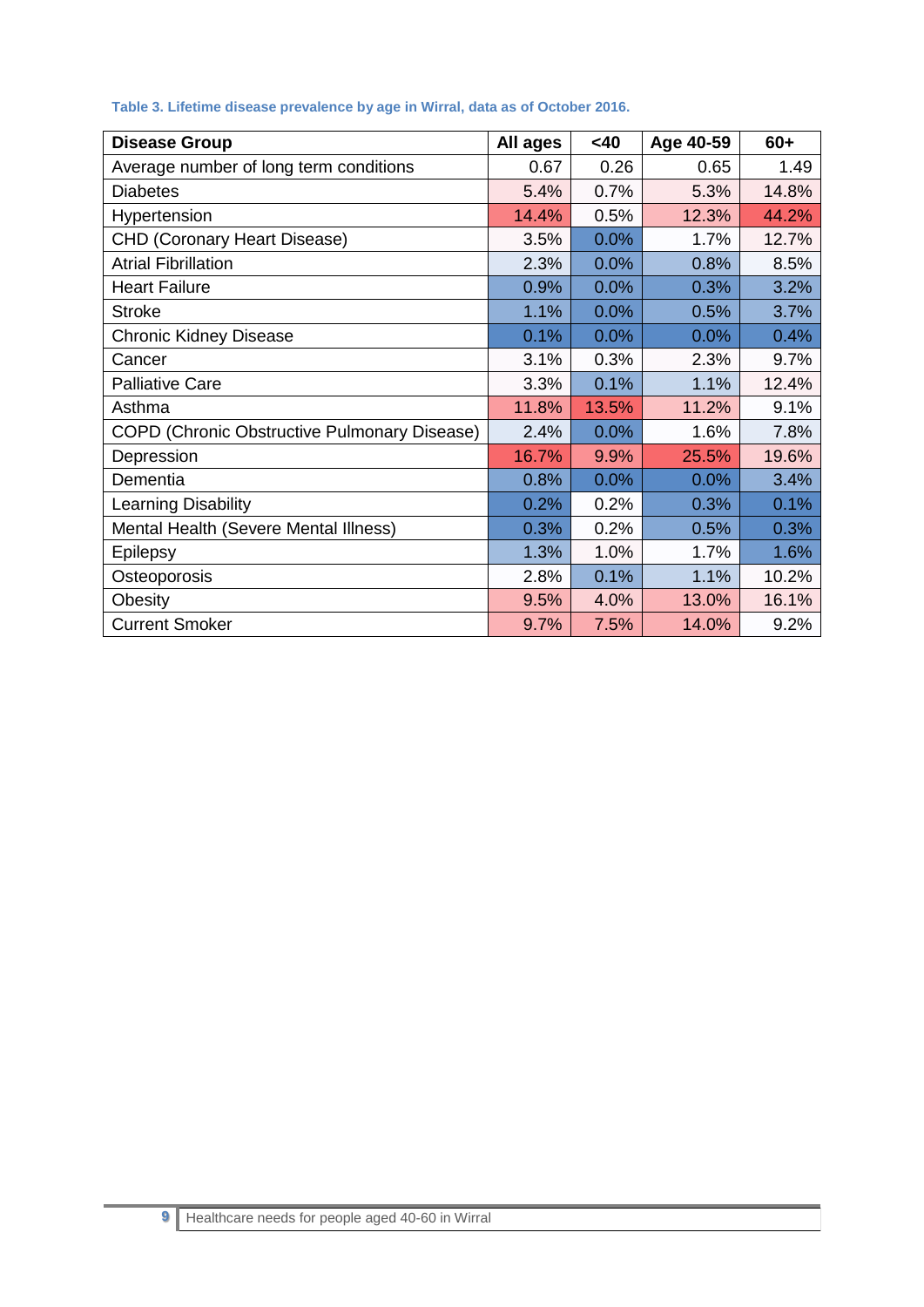**Table 3. Lifetime disease prevalence by age in Wirral, data as of October 2016.**

| Disease Group | All ages | <40 | Age 40-59 | 60+ |
|---|---|---|---|---|
| Average number of long term conditions | 0.67 | 0.26 | 0.65 | 1.49 |
| Diabetes | 5.4% | 0.7% | 5.3% | 14.8% |
| Hypertension | 14.4% | 0.5% | 12.3% | 44.2% |
| CHD (Coronary Heart Disease) | 3.5% | 0.0% | 1.7% | 12.7% |
| Atrial Fibrillation | 2.3% | 0.0% | 0.8% | 8.5% |
| Heart Failure | 0.9% | 0.0% | 0.3% | 3.2% |
| Stroke | 1.1% | 0.0% | 0.5% | 3.7% |
| Chronic Kidney Disease | 0.1% | 0.0% | 0.0% | 0.4% |
| Cancer | 3.1% | 0.3% | 2.3% | 9.7% |
| Palliative Care | 3.3% | 0.1% | 1.1% | 12.4% |
| Asthma | 11.8% | 13.5% | 11.2% | 9.1% |
| COPD (Chronic Obstructive Pulmonary Disease) | 2.4% | 0.0% | 1.6% | 7.8% |
| Depression | 16.7% | 9.9% | 25.5% | 19.6% |
| Dementia | 0.8% | 0.0% | 0.0% | 3.4% |
| Learning Disability | 0.2% | 0.2% | 0.3% | 0.1% |
| Mental Health (Severe Mental Illness) | 0.3% | 0.2% | 0.5% | 0.3% |
| Epilepsy | 1.3% | 1.0% | 1.7% | 1.6% |
| Osteoporosis | 2.8% | 0.1% | 1.1% | 10.2% |
| Obesity | 9.5% | 4.0% | 13.0% | 16.1% |
| Current Smoker | 9.7% | 7.5% | 14.0% | 9.2% |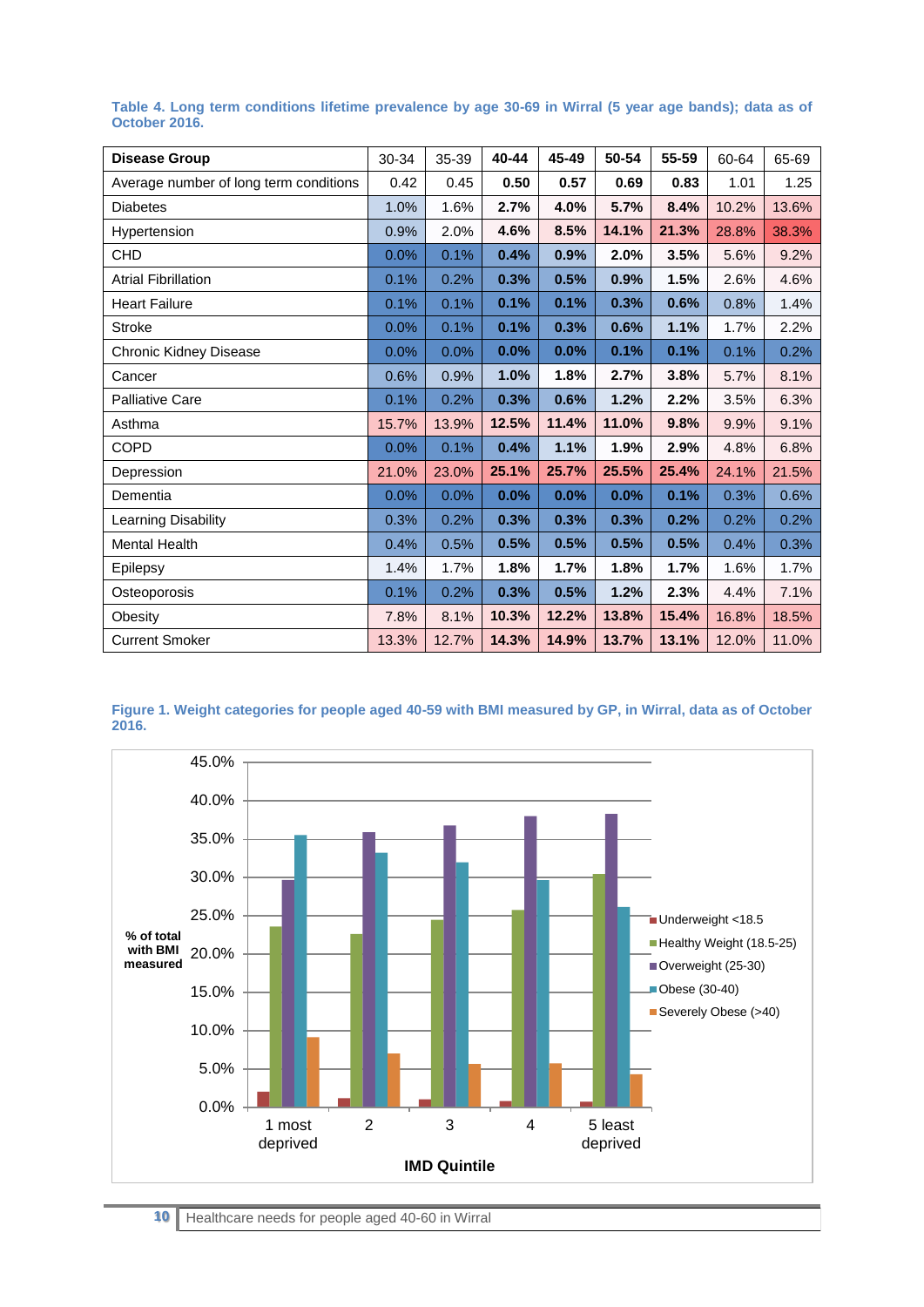**Table 4. Long term conditions lifetime prevalence by age 30-69 in Wirral (5 year age bands); data as of October 2016.**

| Disease Group | 30-34 | 35-39 | 40-44 | 45-49 | 50-54 | 55-59 | 60-64 | 65-69 |
|---|---|---|---|---|---|---|---|---|
| Average number of long term conditions | 0.42 | 0.45 | **0.50** | **0.57** | **0.69** | **0.83** | 1.01 | 1.25 |
| Diabetes | 1.0% | 1.6% | **2.7%** | **4.0%** | **5.7%** | **8.4%** | 10.2% | 13.6% |
| Hypertension | 0.9% | 2.0% | **4.6%** | **8.5%** | **14.1%** | **21.3%** | 28.8% | 38.3% |
| CHD | 0.0% | 0.1% | **0.4%** | **0.9%** | **2.0%** | **3.5%** | 5.6% | 9.2% |
| Atrial Fibrillation | 0.1% | 0.2% | **0.3%** | **0.5%** | **0.9%** | **1.5%** | 2.6% | 4.6% |
| Heart Failure | 0.1% | 0.1% | **0.1%** | **0.1%** | **0.3%** | **0.6%** | 0.8% | 1.4% |
| Stroke | 0.0% | 0.1% | **0.1%** | **0.3%** | **0.6%** | **1.1%** | 1.7% | 2.2% |
| Chronic Kidney Disease | 0.0% | 0.0% | **0.0%** | **0.0%** | **0.1%** | **0.1%** | 0.1% | 0.2% |
| Cancer | 0.6% | 0.9% | **1.0%** | **1.8%** | **2.7%** | **3.8%** | 5.7% | 8.1% |
| Palliative Care | 0.1% | 0.2% | **0.3%** | **0.6%** | **1.2%** | **2.2%** | 3.5% | 6.3% |
| Asthma | 15.7% | 13.9% | **12.5%** | **11.4%** | **11.0%** | **9.8%** | 9.9% | 9.1% |
| COPD | 0.0% | 0.1% | **0.4%** | **1.1%** | **1.9%** | **2.9%** | 4.8% | 6.8% |
| Depression | 21.0% | 23.0% | **25.1%** | **25.7%** | **25.5%** | **25.4%** | 24.1% | 21.5% |
| Dementia | 0.0% | 0.0% | **0.0%** | **0.0%** | **0.0%** | **0.1%** | 0.3% | 0.6% |
| Learning Disability | 0.3% | 0.2% | **0.3%** | **0.3%** | **0.3%** | **0.2%** | 0.2% | 0.2% |
| Mental Health | 0.4% | 0.5% | **0.5%** | **0.5%** | **0.5%** | **0.5%** | 0.4% | 0.3% |
| Epilepsy | 1.4% | 1.7% | **1.8%** | **1.7%** | **1.8%** | **1.7%** | 1.6% | 1.7% |
| Osteoporosis | 0.1% | 0.2% | **0.3%** | **0.5%** | **1.2%** | **2.3%** | 4.4% | 7.1% |
| Obesity | 7.8% | 8.1% | **10.3%** | **12.2%** | **13.8%** | **15.4%** | 16.8% | 18.5% |
| Current Smoker | 13.3% | 12.7% | **14.3%** | **14.9%** | **13.7%** | **13.1%** | 12.0% | 11.0% |

**Figure 1. Weight categories for people aged 40-59 with BMI measured by GP, in Wirral, data as of October 2016.**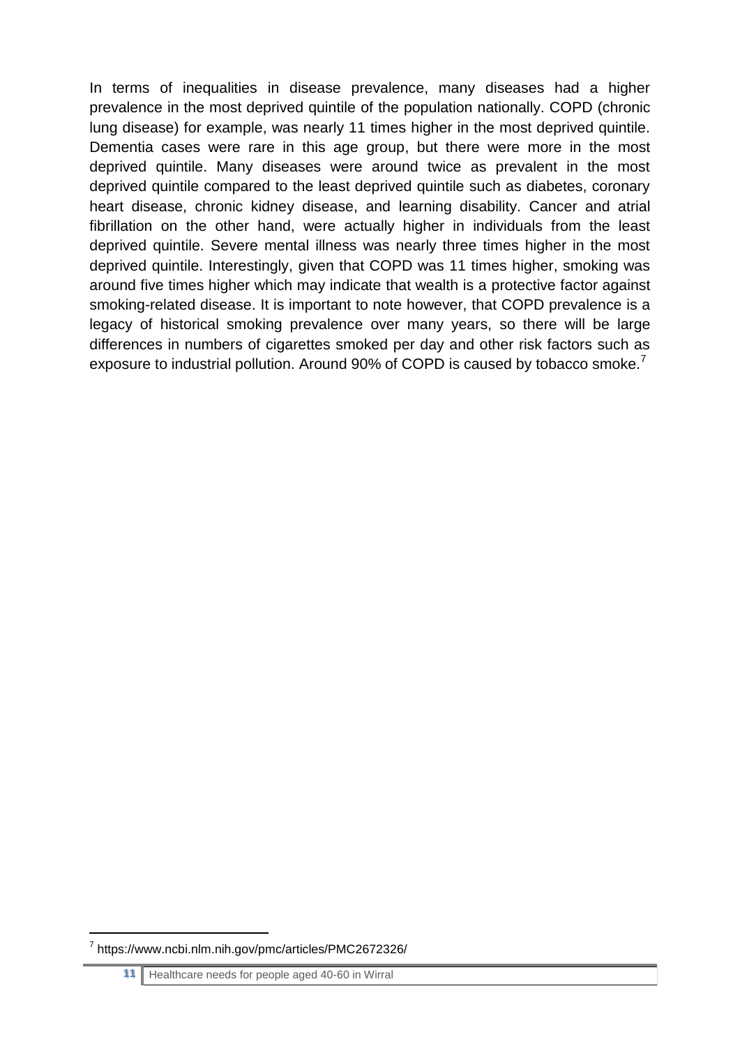In terms of inequalities in disease prevalence, many diseases had a higher prevalence in the most deprived quintile of the population nationally. COPD (chronic lung disease) for example, was nearly 11 times higher in the most deprived quintile. Dementia cases were rare in this age group, but there were more in the most deprived quintile. Many diseases were around twice as prevalent in the most deprived quintile compared to the least deprived quintile such as diabetes, coronary heart disease, chronic kidney disease, and learning disability. Cancer and atrial fibrillation on the other hand, were actually higher in individuals from the least deprived quintile. Severe mental illness was nearly three times higher in the most deprived quintile. Interestingly, given that COPD was 11 times higher, smoking was around five times higher which may indicate that wealth is a protective factor against smoking-related disease. It is important to note however, that COPD prevalence is a legacy of historical smoking prevalence over many years, so there will be large differences in numbers of cigarettes smoked per day and other risk factors such as exposure to industrial pollution. Around 90% of COPD is caused by tobacco smoke.[7]

---

[7] https://www.ncbi.nlm.nih.gov/pmc/articles/PMC2672326/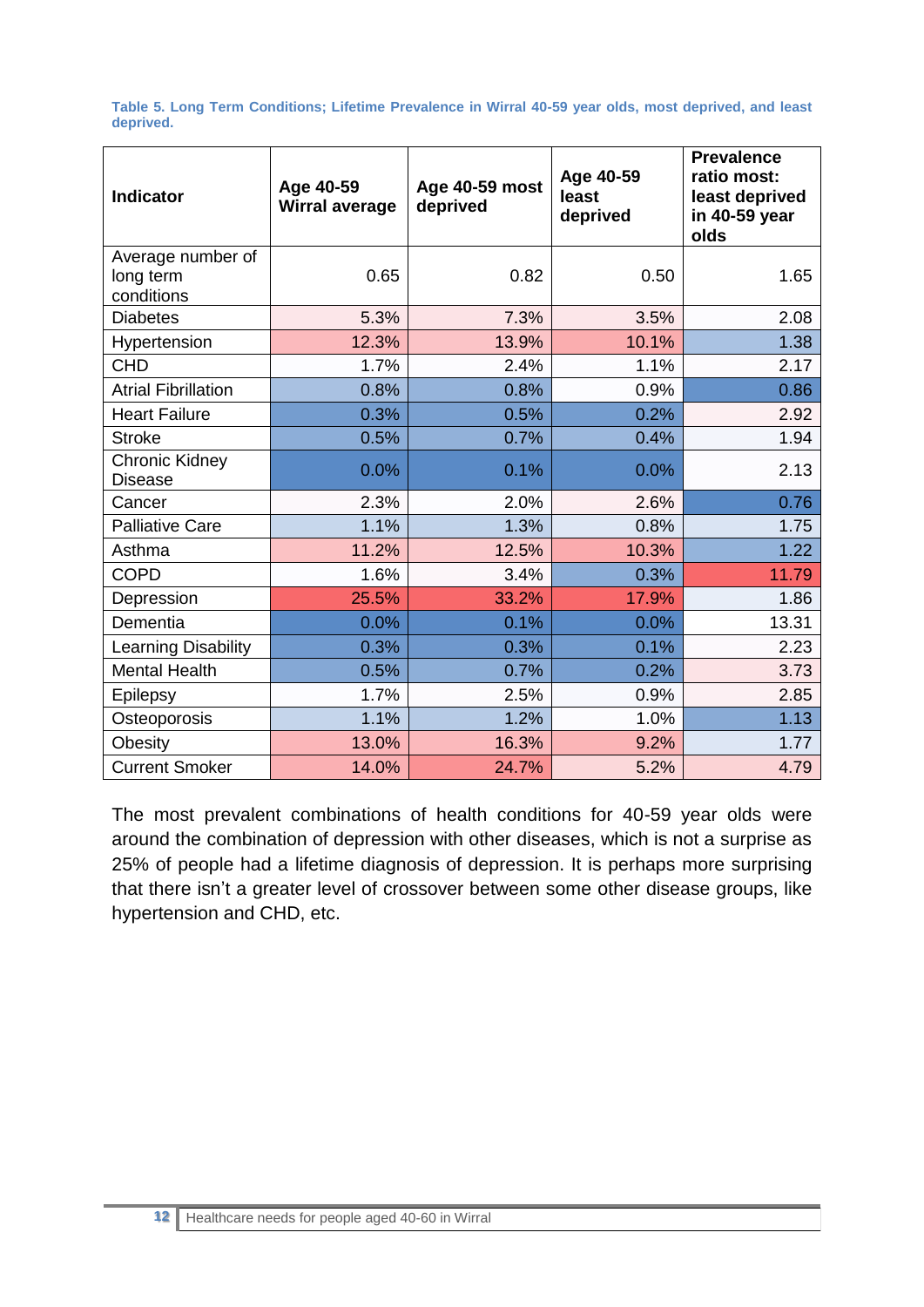**Table 5. Long Term Conditions; Lifetime Prevalence in Wirral 40-59 year olds, most deprived, and least deprived.**

| Indicator | Age 40-59 Wirral average | Age 40-59 most deprived | Age 40-59 least deprived | Prevalence ratio most: least deprived in 40-59 year olds |
|---|---|---|---|---|
| Average number of long term conditions | 0.65 | 0.82 | 0.50 | 1.65 |
| Diabetes | 5.3% | 7.3% | 3.5% | 2.08 |
| Hypertension | 12.3% | 13.9% | 10.1% | 1.38 |
| CHD | 1.7% | 2.4% | 1.1% | 2.17 |
| Atrial Fibrillation | 0.8% | 0.8% | 0.9% | 0.86 |
| Heart Failure | 0.3% | 0.5% | 0.2% | 2.92 |
| Stroke | 0.5% | 0.7% | 0.4% | 1.94 |
| Chronic Kidney Disease | 0.0% | 0.1% | 0.0% | 2.13 |
| Cancer | 2.3% | 2.0% | 2.6% | 0.76 |
| Palliative Care | 1.1% | 1.3% | 0.8% | 1.75 |
| Asthma | 11.2% | 12.5% | 10.3% | 1.22 |
| COPD | 1.6% | 3.4% | 0.3% | 11.79 |
| Depression | 25.5% | 33.2% | 17.9% | 1.86 |
| Dementia | 0.0% | 0.1% | 0.0% | 13.31 |
| Learning Disability | 0.3% | 0.3% | 0.1% | 2.23 |
| Mental Health | 0.5% | 0.7% | 0.2% | 3.73 |
| Epilepsy | 1.7% | 2.5% | 0.9% | 2.85 |
| Osteoporosis | 1.1% | 1.2% | 1.0% | 1.13 |
| Obesity | 13.0% | 16.3% | 9.2% | 1.77 |
| Current Smoker | 14.0% | 24.7% | 5.2% | 4.79 |

The most prevalent combinations of health conditions for 40-59 year olds were around the combination of depression with other diseases, which is not a surprise as 25% of people had a lifetime diagnosis of depression. It is perhaps more surprising that there isn't a greater level of crossover between some other disease groups, like hypertension and CHD, etc.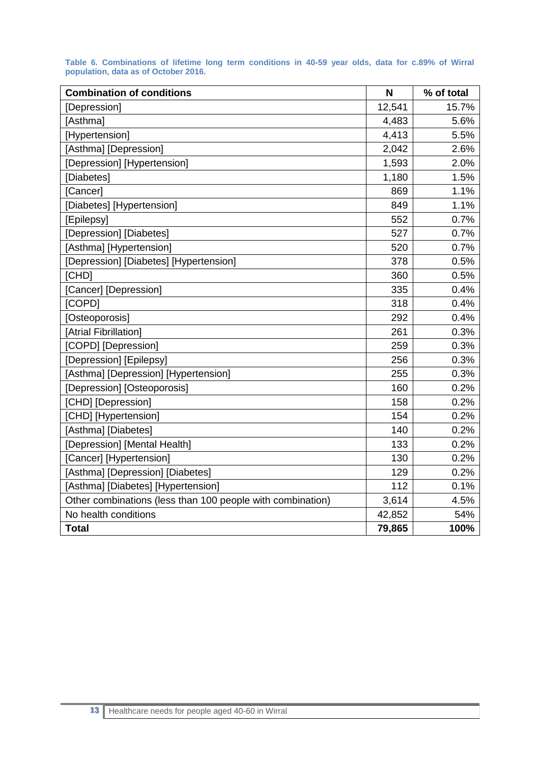**Table 6. Combinations of lifetime long term conditions in 40-59 year olds, data for c.89% of Wirral population, data as of October 2016.**

| Combination of conditions | N | % of total |
|---|---|---|
| [Depression] | 12,541 | 15.7% |
| [Asthma] | 4,483 | 5.6% |
| [Hypertension] | 4,413 | 5.5% |
| [Asthma] [Depression] | 2,042 | 2.6% |
| [Depression] [Hypertension] | 1,593 | 2.0% |
| [Diabetes] | 1,180 | 1.5% |
| [Cancer] | 869 | 1.1% |
| [Diabetes] [Hypertension] | 849 | 1.1% |
| [Epilepsy] | 552 | 0.7% |
| [Depression] [Diabetes] | 527 | 0.7% |
| [Asthma] [Hypertension] | 520 | 0.7% |
| [Depression] [Diabetes] [Hypertension] | 378 | 0.5% |
| [CHD] | 360 | 0.5% |
| [Cancer] [Depression] | 335 | 0.4% |
| [COPD] | 318 | 0.4% |
| [Osteoporosis] | 292 | 0.4% |
| [Atrial Fibrillation] | 261 | 0.3% |
| [COPD] [Depression] | 259 | 0.3% |
| [Depression] [Epilepsy] | 256 | 0.3% |
| [Asthma] [Depression] [Hypertension] | 255 | 0.3% |
| [Depression] [Osteoporosis] | 160 | 0.2% |
| [CHD] [Depression] | 158 | 0.2% |
| [CHD] [Hypertension] | 154 | 0.2% |
| [Asthma] [Diabetes] | 140 | 0.2% |
| [Depression] [Mental Health] | 133 | 0.2% |
| [Cancer] [Hypertension] | 130 | 0.2% |
| [Asthma] [Depression] [Diabetes] | 129 | 0.2% |
| [Asthma] [Diabetes] [Hypertension] | 112 | 0.1% |
| Other combinations (less than 100 people with combination) | 3,614 | 4.5% |
| No health conditions | 42,852 | 54% |
| **Total** | **79,865** | **100%** |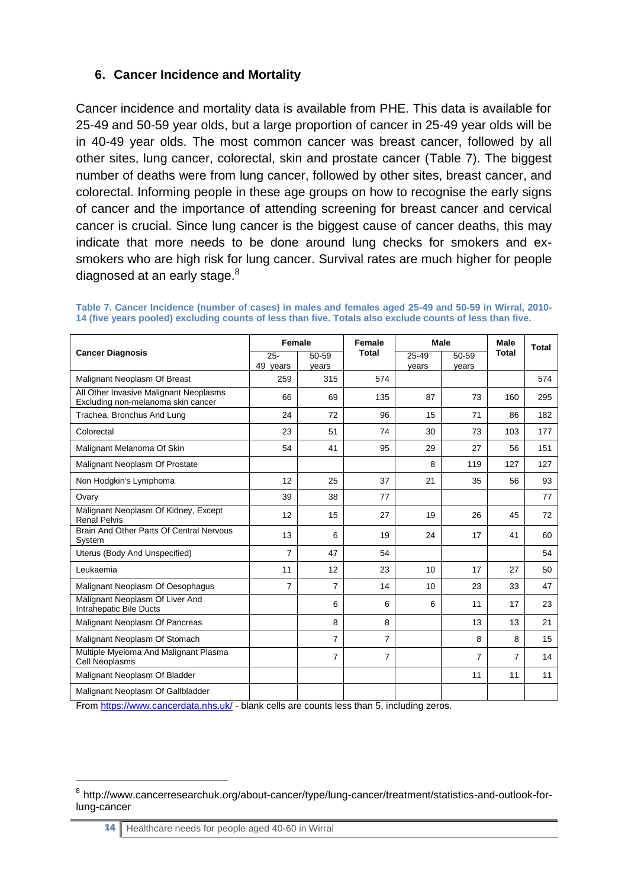## 6. Cancer Incidence and Mortality

Cancer incidence and mortality data is available from PHE. This data is available for 25-49 and 50-59 year olds, but a large proportion of cancer in 25-49 year olds will be in 40-49 year olds. The most common cancer was breast cancer, followed by all other sites, lung cancer, colorectal, skin and prostate cancer (Table 7). The biggest number of deaths were from lung cancer, followed by other sites, breast cancer, and colorectal. Informing people in these age groups on how to recognise the early signs of cancer and the importance of attending screening for breast cancer and cervical cancer is crucial. Since lung cancer is the biggest cause of cancer deaths, this may indicate that more needs to be done around lung checks for smokers and ex-smokers who are high risk for lung cancer. Survival rates are much higher for people diagnosed at an early stage.[8]

**Table 7. Cancer Incidence (number of cases) in males and females aged 25-49 and 50-59 in Wirral, 2010-14 (five years pooled) excluding counts of less than five. Totals also exclude counts of less than five.**

| Cancer Diagnosis | Female | | Female Total | Male | | Male Total | Total |
|---|---|---|---|---|---|---|---|
| | 25-49 years | 50-59 years | | 25-49 years | 50-59 years | | |
| Malignant Neoplasm Of Breast | 259 | 315 | 574 | | | | 574 |
| All Other Invasive Malignant Neoplasms Excluding non-melanoma skin cancer | 66 | 69 | 135 | 87 | 73 | 160 | 295 |
| Trachea, Bronchus And Lung | 24 | 72 | 96 | 15 | 71 | 86 | 182 |
| Colorectal | 23 | 51 | 74 | 30 | 73 | 103 | 177 |
| Malignant Melanoma Of Skin | 54 | 41 | 95 | 29 | 27 | 56 | 151 |
| Malignant Neoplasm Of Prostate | | | | 8 | 119 | 127 | 127 |
| Non Hodgkin's Lymphoma | 12 | 25 | 37 | 21 | 35 | 56 | 93 |
| Ovary | 39 | 38 | 77 | | | | 77 |
| Malignant Neoplasm Of Kidney, Except Renal Pelvis | 12 | 15 | 27 | 19 | 26 | 45 | 72 |
| Brain And Other Parts Of Central Nervous System | 13 | 6 | 19 | 24 | 17 | 41 | 60 |
| Uterus (Body And Unspecified) | 7 | 47 | 54 | | | | 54 |
| Leukaemia | 11 | 12 | 23 | 10 | 17 | 27 | 50 |
| Malignant Neoplasm Of Oesophagus | 7 | 7 | 14 | 10 | 23 | 33 | 47 |
| Malignant Neoplasm Of Liver And Intrahepatic Bile Ducts | | 6 | 6 | 6 | 11 | 17 | 23 |
| Malignant Neoplasm Of Pancreas | | 8 | 8 | | 13 | 13 | 21 |
| Malignant Neoplasm Of Stomach | | 7 | 7 | | 8 | 8 | 15 |
| Multiple Myeloma And Malignant Plasma Cell Neoplasms | | 7 | 7 | | 7 | 7 | 14 |
| Malignant Neoplasm Of Bladder | | | | | 11 | 11 | 11 |
| Malignant Neoplasm Of Gallbladder | | | | | | | |

From https://www.cancerdata.nhs.uk/ - blank cells are counts less than 5, including zeros.

[8] http://www.cancerresearchuk.org/about-cancer/type/lung-cancer/treatment/statistics-and-outlook-for-lung-cancer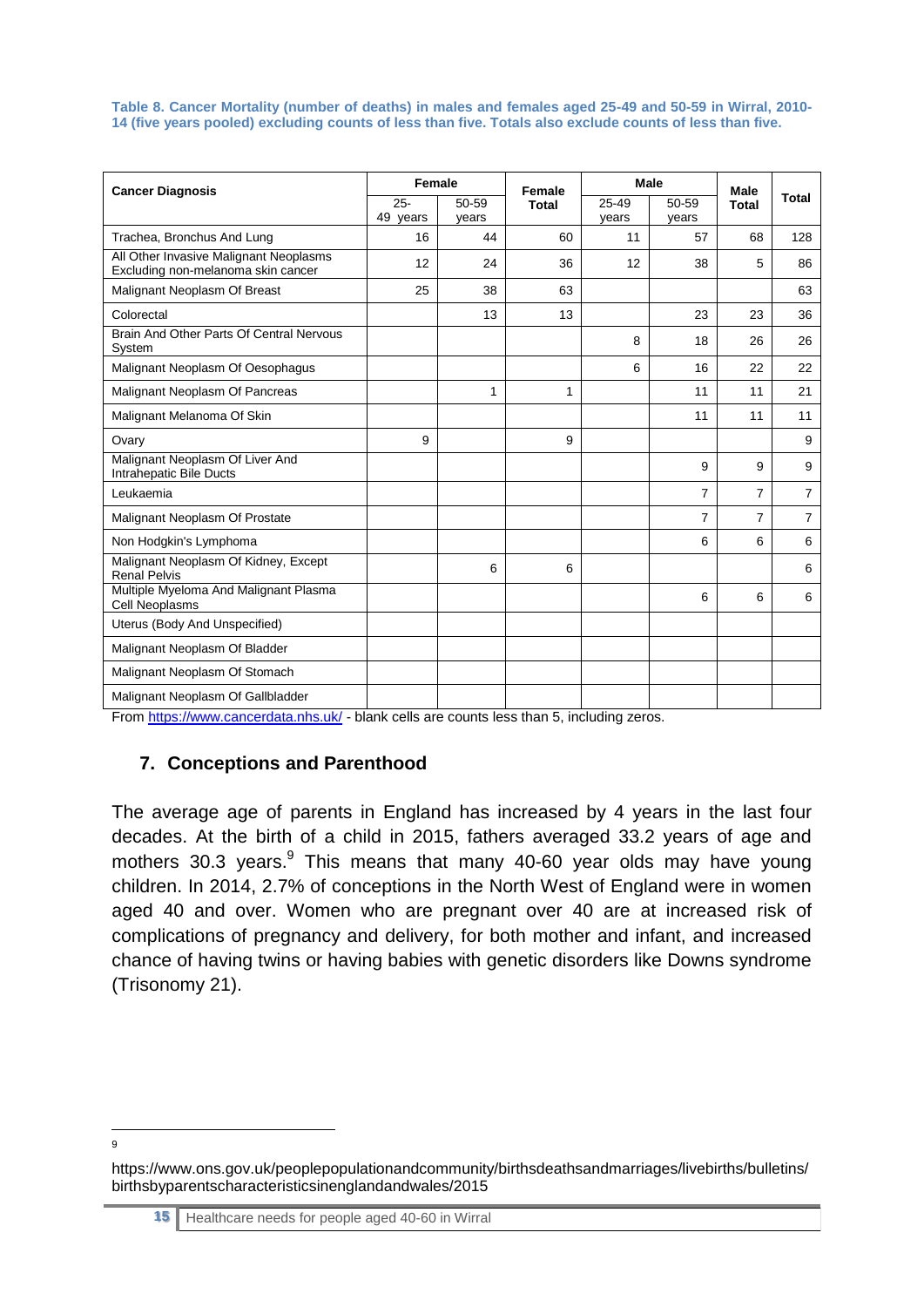**Table 8. Cancer Mortality (number of deaths) in males and females aged 25-49 and 50-59 in Wirral, 2010-14 (five years pooled) excluding counts of less than five. Totals also exclude counts of less than five.**

| Cancer Diagnosis | Female | | Female Total | Male | | Male Total | Total |
|---|---|---|---|---|---|---|---|
| | 25-49 years | 50-59 years | | 25-49 years | 50-59 years | | |
| Trachea, Bronchus And Lung | 16 | 44 | 60 | 11 | 57 | 68 | 128 |
| All Other Invasive Malignant Neoplasms Excluding non-melanoma skin cancer | 12 | 24 | 36 | 12 | 38 | 5 | 86 |
| Malignant Neoplasm Of Breast | 25 | 38 | 63 | | | | 63 |
| Colorectal | | 13 | 13 | | 23 | 23 | 36 |
| Brain And Other Parts Of Central Nervous System | | | | 8 | 18 | 26 | 26 |
| Malignant Neoplasm Of Oesophagus | | | | 6 | 16 | 22 | 22 |
| Malignant Neoplasm Of Pancreas | | 1 | 1 | | 11 | 11 | 21 |
| Malignant Melanoma Of Skin | | | | | 11 | 11 | 11 |
| Ovary | 9 | | 9 | | | | 9 |
| Malignant Neoplasm Of Liver And Intrahepatic Bile Ducts | | | | | 9 | 9 | 9 |
| Leukaemia | | | | | 7 | 7 | 7 |
| Malignant Neoplasm Of Prostate | | | | | 7 | 7 | 7 |
| Non Hodgkin's Lymphoma | | | | | 6 | 6 | 6 |
| Malignant Neoplasm Of Kidney, Except Renal Pelvis | | 6 | 6 | | | | 6 |
| Multiple Myeloma And Malignant Plasma Cell Neoplasms | | | | | 6 | 6 | 6 |
| Uterus (Body And Unspecified) | | | | | | | |
| Malignant Neoplasm Of Bladder | | | | | | | |
| Malignant Neoplasm Of Stomach | | | | | | | |
| Malignant Neoplasm Of Gallbladder | | | | | | | |

From https://www.cancerdata.nhs.uk/ - blank cells are counts less than 5, including zeros.

## 7. Conceptions and Parenthood

The average age of parents in England has increased by 4 years in the last four decades. At the birth of a child in 2015, fathers averaged 33.2 years of age and mothers 30.3 years.[9] This means that many 40-60 year olds may have young children. In 2014, 2.7% of conceptions in the North West of England were in women aged 40 and over. Women who are pregnant over 40 are at increased risk of complications of pregnancy and delivery, for both mother and infant, and increased chance of having twins or having babies with genetic disorders like Downs syndrome (Trisonomy 21).

---

[9] https://www.ons.gov.uk/peoplepopulationandcommunity/birthsdeathsandmarriages/livebirths/bulletins/birthsbyparentscharacteristicsinenglandandwales/2015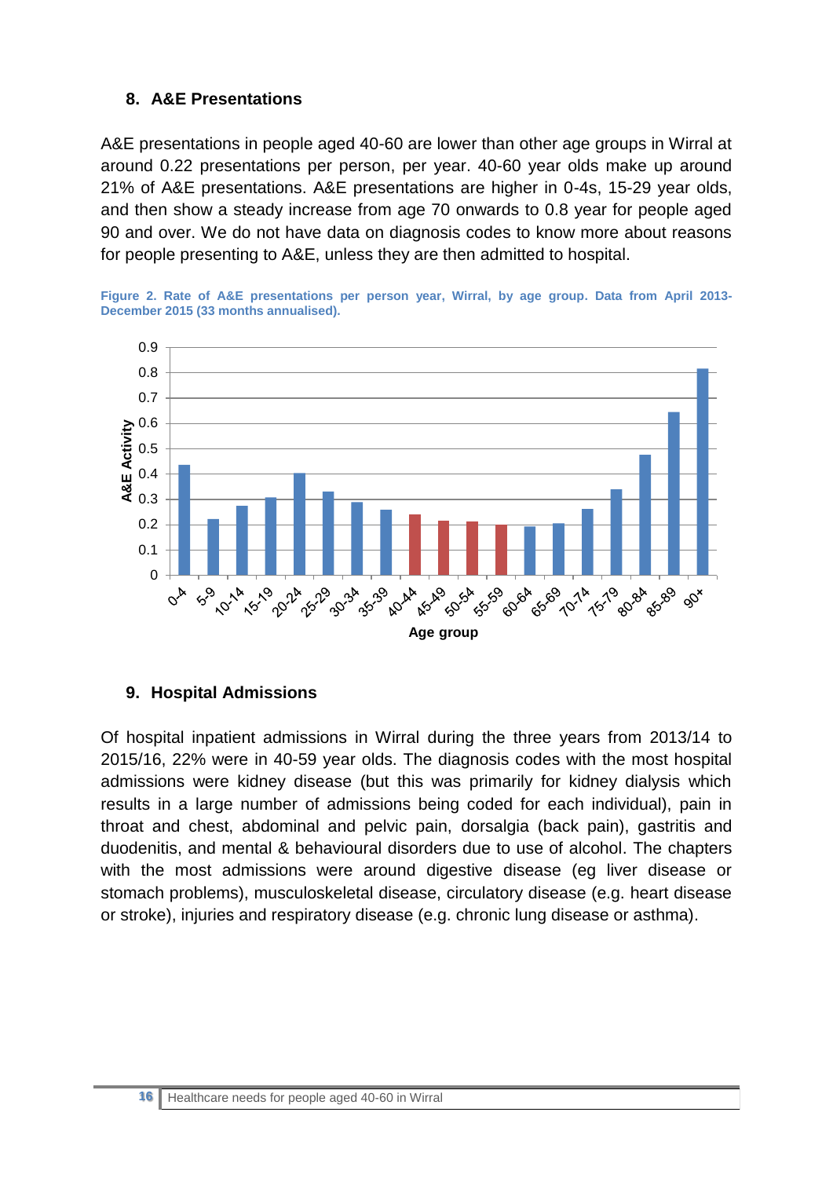## 8. A&E Presentations

A&E presentations in people aged 40-60 are lower than other age groups in Wirral at around 0.22 presentations per person, per year. 40-60 year olds make up around 21% of A&E presentations. A&E presentations are higher in 0-4s, 15-29 year olds, and then show a steady increase from age 70 onwards to 0.8 year for people aged 90 and over. We do not have data on diagnosis codes to know more about reasons for people presenting to A&E, unless they are then admitted to hospital.

**Figure 2. Rate of A&E presentations per person year, Wirral, by age group. Data from April 2013-December 2015 (33 months annualised).**

## 9. Hospital Admissions

Of hospital inpatient admissions in Wirral during the three years from 2013/14 to 2015/16, 22% were in 40-59 year olds. The diagnosis codes with the most hospital admissions were kidney disease (but this was primarily for kidney dialysis which results in a large number of admissions being coded for each individual), pain in throat and chest, abdominal and pelvic pain, dorsalgia (back pain), gastritis and duodenitis, and mental & behavioural disorders due to use of alcohol. The chapters with the most admissions were around digestive disease (eg liver disease or stomach problems), musculoskeletal disease, circulatory disease (e.g. heart disease or stroke), injuries and respiratory disease (e.g. chronic lung disease or asthma).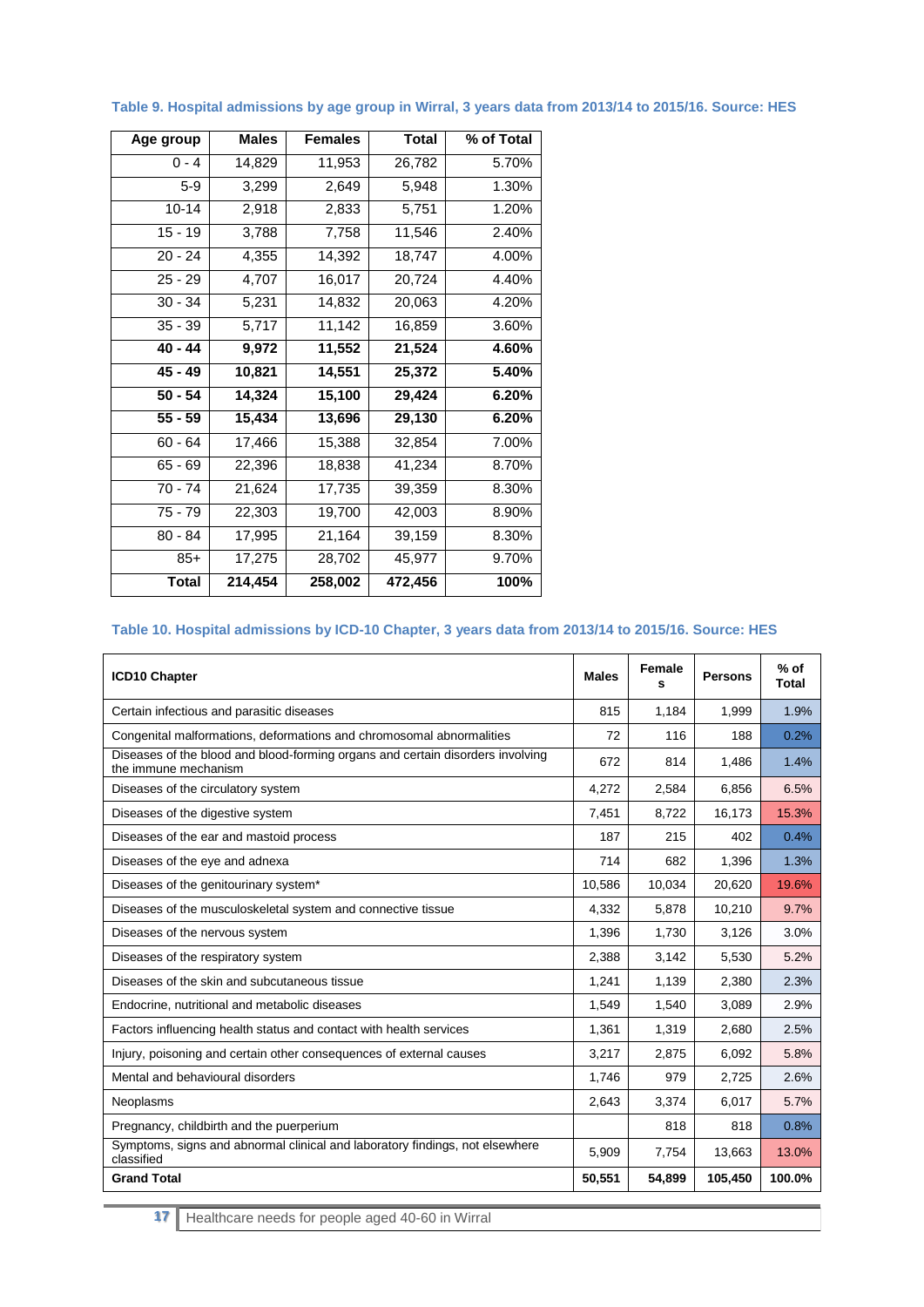**Table 9. Hospital admissions by age group in Wirral, 3 years data from 2013/14 to 2015/16. Source: HES**

| Age group | Males | Females | Total | % of Total |
|---|---|---|---|---|
| 0 - 4 | 14,829 | 11,953 | 26,782 | 5.70% |
| 5-9 | 3,299 | 2,649 | 5,948 | 1.30% |
| 10-14 | 2,918 | 2,833 | 5,751 | 1.20% |
| 15 - 19 | 3,788 | 7,758 | 11,546 | 2.40% |
| 20 - 24 | 4,355 | 14,392 | 18,747 | 4.00% |
| 25 - 29 | 4,707 | 16,017 | 20,724 | 4.40% |
| 30 - 34 | 5,231 | 14,832 | 20,063 | 4.20% |
| 35 - 39 | 5,717 | 11,142 | 16,859 | 3.60% |
| **40 - 44** | **9,972** | **11,552** | **21,524** | **4.60%** |
| **45 - 49** | **10,821** | **14,551** | **25,372** | **5.40%** |
| **50 - 54** | **14,324** | **15,100** | **29,424** | **6.20%** |
| **55 - 59** | **15,434** | **13,696** | **29,130** | **6.20%** |
| 60 - 64 | 17,466 | 15,388 | 32,854 | 7.00% |
| 65 - 69 | 22,396 | 18,838 | 41,234 | 8.70% |
| 70 - 74 | 21,624 | 17,735 | 39,359 | 8.30% |
| 75 - 79 | 22,303 | 19,700 | 42,003 | 8.90% |
| 80 - 84 | 17,995 | 21,164 | 39,159 | 8.30% |
| 85+ | 17,275 | 28,702 | 45,977 | 9.70% |
| **Total** | **214,454** | **258,002** | **472,456** | **100%** |

**Table 10. Hospital admissions by ICD-10 Chapter, 3 years data from 2013/14 to 2015/16. Source: HES**

| ICD10 Chapter | Males | Females | Persons | % of Total |
|---|---|---|---|---|
| Certain infectious and parasitic diseases | 815 | 1,184 | 1,999 | 1.9% |
| Congenital malformations, deformations and chromosomal abnormalities | 72 | 116 | 188 | 0.2% |
| Diseases of the blood and blood-forming organs and certain disorders involving the immune mechanism | 672 | 814 | 1,486 | 1.4% |
| Diseases of the circulatory system | 4,272 | 2,584 | 6,856 | 6.5% |
| Diseases of the digestive system | 7,451 | 8,722 | 16,173 | 15.3% |
| Diseases of the ear and mastoid process | 187 | 215 | 402 | 0.4% |
| Diseases of the eye and adnexa | 714 | 682 | 1,396 | 1.3% |
| Diseases of the genitourinary system* | 10,586 | 10,034 | 20,620 | 19.6% |
| Diseases of the musculoskeletal system and connective tissue | 4,332 | 5,878 | 10,210 | 9.7% |
| Diseases of the nervous system | 1,396 | 1,730 | 3,126 | 3.0% |
| Diseases of the respiratory system | 2,388 | 3,142 | 5,530 | 5.2% |
| Diseases of the skin and subcutaneous tissue | 1,241 | 1,139 | 2,380 | 2.3% |
| Endocrine, nutritional and metabolic diseases | 1,549 | 1,540 | 3,089 | 2.9% |
| Factors influencing health status and contact with health services | 1,361 | 1,319 | 2,680 | 2.5% |
| Injury, poisoning and certain other consequences of external causes | 3,217 | 2,875 | 6,092 | 5.8% |
| Mental and behavioural disorders | 1,746 | 979 | 2,725 | 2.6% |
| Neoplasms | 2,643 | 3,374 | 6,017 | 5.7% |
| Pregnancy, childbirth and the puerperium | | 818 | 818 | 0.8% |
| Symptoms, signs and abnormal clinical and laboratory findings, not elsewhere classified | 5,909 | 7,754 | 13,663 | 13.0% |
| **Grand Total** | **50,551** | **54,899** | **105,450** | **100.0%** |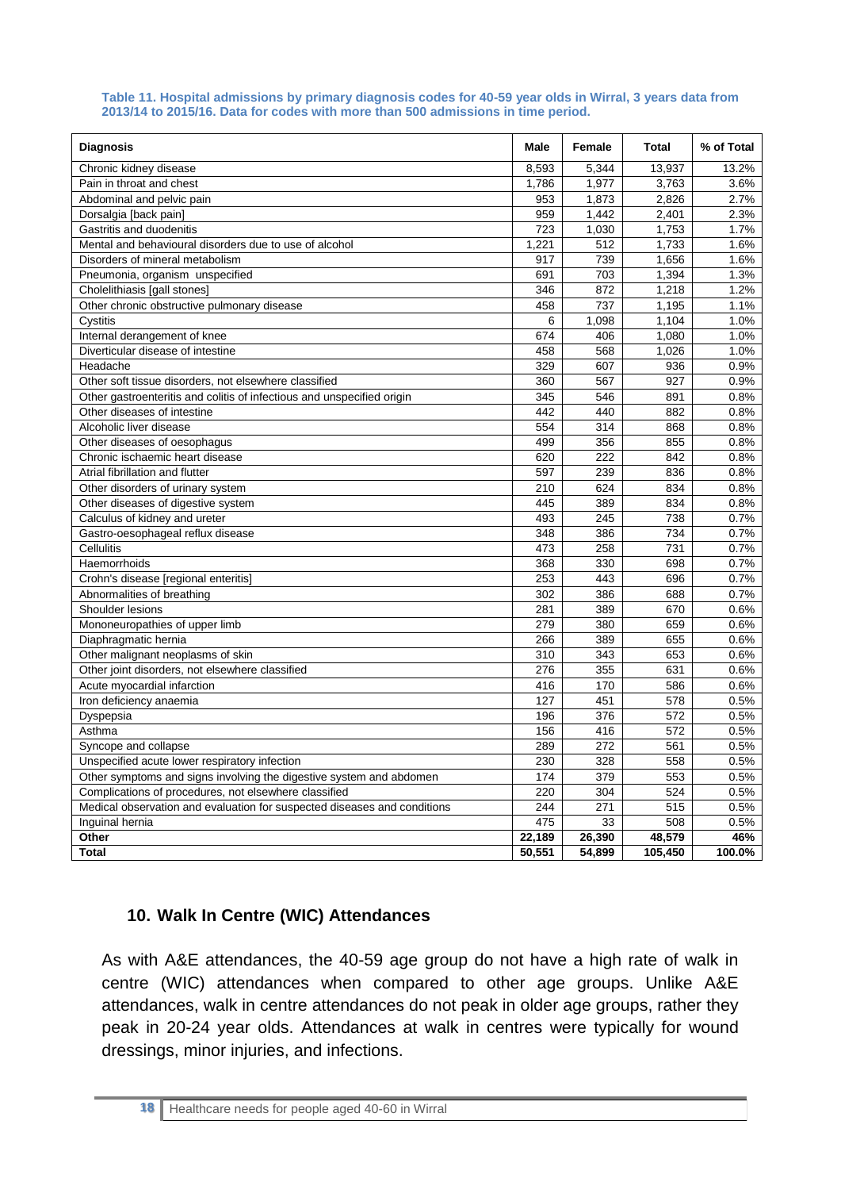**Table 11. Hospital admissions by primary diagnosis codes for 40-59 year olds in Wirral, 3 years data from 2013/14 to 2015/16. Data for codes with more than 500 admissions in time period.**

| Diagnosis | Male | Female | Total | % of Total |
|---|---|---|---|---|
| Chronic kidney disease | 8,593 | 5,344 | 13,937 | 13.2% |
| Pain in throat and chest | 1,786 | 1,977 | 3,763 | 3.6% |
| Abdominal and pelvic pain | 953 | 1,873 | 2,826 | 2.7% |
| Dorsalgia [back pain] | 959 | 1,442 | 2,401 | 2.3% |
| Gastritis and duodenitis | 723 | 1,030 | 1,753 | 1.7% |
| Mental and behavioural disorders due to use of alcohol | 1,221 | 512 | 1,733 | 1.6% |
| Disorders of mineral metabolism | 917 | 739 | 1,656 | 1.6% |
| Pneumonia, organism unspecified | 691 | 703 | 1,394 | 1.3% |
| Cholelithiasis [gall stones] | 346 | 872 | 1,218 | 1.2% |
| Other chronic obstructive pulmonary disease | 458 | 737 | 1,195 | 1.1% |
| Cystitis | 6 | 1,098 | 1,104 | 1.0% |
| Internal derangement of knee | 674 | 406 | 1,080 | 1.0% |
| Diverticular disease of intestine | 458 | 568 | 1,026 | 1.0% |
| Headache | 329 | 607 | 936 | 0.9% |
| Other soft tissue disorders, not elsewhere classified | 360 | 567 | 927 | 0.9% |
| Other gastroenteritis and colitis of infectious and unspecified origin | 345 | 546 | 891 | 0.8% |
| Other diseases of intestine | 442 | 440 | 882 | 0.8% |
| Alcoholic liver disease | 554 | 314 | 868 | 0.8% |
| Other diseases of oesophagus | 499 | 356 | 855 | 0.8% |
| Chronic ischaemic heart disease | 620 | 222 | 842 | 0.8% |
| Atrial fibrillation and flutter | 597 | 239 | 836 | 0.8% |
| Other disorders of urinary system | 210 | 624 | 834 | 0.8% |
| Other diseases of digestive system | 445 | 389 | 834 | 0.8% |
| Calculus of kidney and ureter | 493 | 245 | 738 | 0.7% |
| Gastro-oesophageal reflux disease | 348 | 386 | 734 | 0.7% |
| Cellulitis | 473 | 258 | 731 | 0.7% |
| Haemorrhoids | 368 | 330 | 698 | 0.7% |
| Crohn's disease [regional enteritis] | 253 | 443 | 696 | 0.7% |
| Abnormalities of breathing | 302 | 386 | 688 | 0.7% |
| Shoulder lesions | 281 | 389 | 670 | 0.6% |
| Mononeuropathies of upper limb | 279 | 380 | 659 | 0.6% |
| Diaphragmatic hernia | 266 | 389 | 655 | 0.6% |
| Other malignant neoplasms of skin | 310 | 343 | 653 | 0.6% |
| Other joint disorders, not elsewhere classified | 276 | 355 | 631 | 0.6% |
| Acute myocardial infarction | 416 | 170 | 586 | 0.6% |
| Iron deficiency anaemia | 127 | 451 | 578 | 0.5% |
| Dyspepsia | 196 | 376 | 572 | 0.5% |
| Asthma | 156 | 416 | 572 | 0.5% |
| Syncope and collapse | 289 | 272 | 561 | 0.5% |
| Unspecified acute lower respiratory infection | 230 | 328 | 558 | 0.5% |
| Other symptoms and signs involving the digestive system and abdomen | 174 | 379 | 553 | 0.5% |
| Complications of procedures, not elsewhere classified | 220 | 304 | 524 | 0.5% |
| Medical observation and evaluation for suspected diseases and conditions | 244 | 271 | 515 | 0.5% |
| Inguinal hernia | 475 | 33 | 508 | 0.5% |
| **Other** | **22,189** | **26,390** | **48,579** | **46%** |
| **Total** | **50,551** | **54,899** | **105,450** | **100.0%** |

## 10. Walk In Centre (WIC) Attendances

As with A&E attendances, the 40-59 age group do not have a high rate of walk in centre (WIC) attendances when compared to other age groups. Unlike A&E attendances, walk in centre attendances do not peak in older age groups, rather they peak in 20-24 year olds. Attendances at walk in centres were typically for wound dressings, minor injuries, and infections.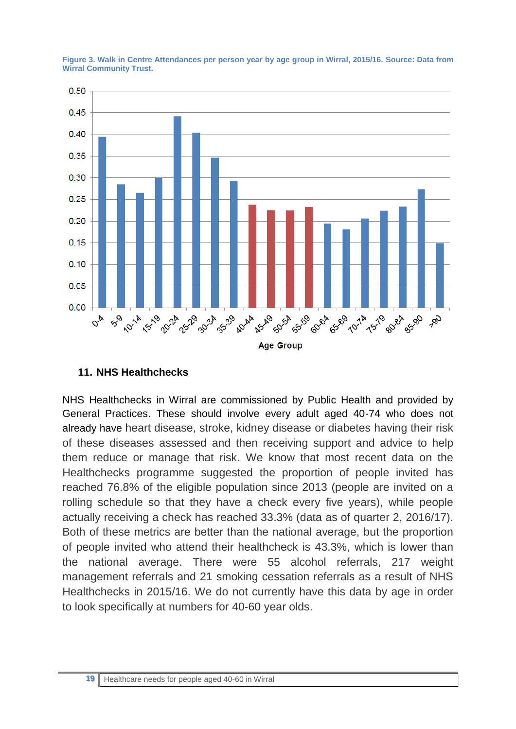**Figure 3. Walk in Centre Attendances per person year by age group in Wirral, 2015/16. Source: Data from Wirral Community Trust.**

## 11. NHS Healthchecks

NHS Healthchecks in Wirral are commissioned by Public Health and provided by General Practices. These should involve every adult aged 40-74 who does not already have heart disease, stroke, kidney disease or diabetes having their risk of these diseases assessed and then receiving support and advice to help them reduce or manage that risk. We know that most recent data on the Healthchecks programme suggested the proportion of people invited has reached 76.8% of the eligible population since 2013 (people are invited on a rolling schedule so that they have a check every five years), while people actually receiving a check has reached 33.3% (data as of quarter 2, 2016/17). Both of these metrics are better than the national average, but the proportion of people invited who attend their healthcheck is 43.3%, which is lower than the national average. There were 55 alcohol referrals, 217 weight management referrals and 21 smoking cessation referrals as a result of NHS Healthchecks in 2015/16. We do not currently have this data by age in order to look specifically at numbers for 40-60 year olds.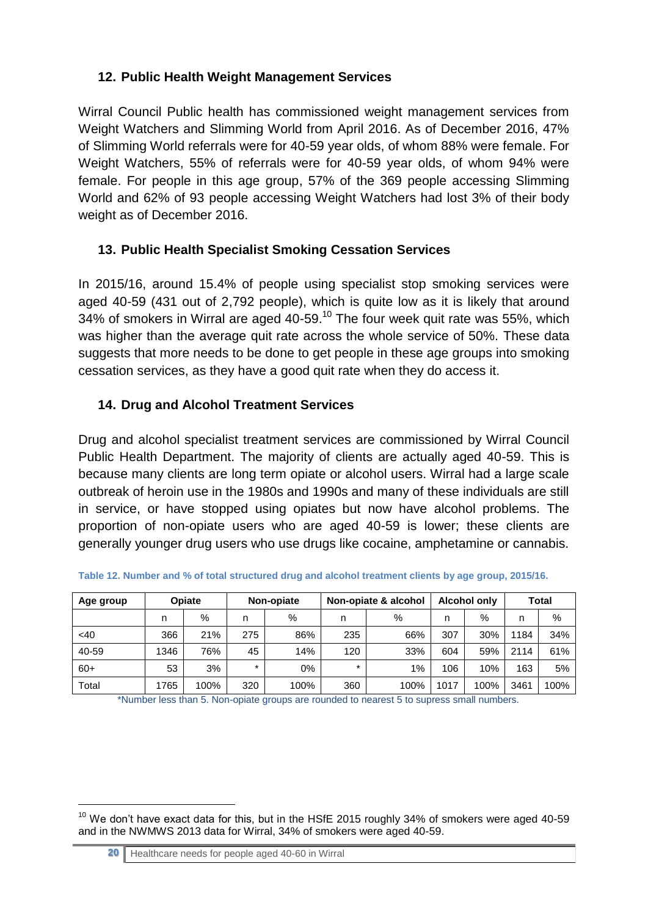## 12. Public Health Weight Management Services

Wirral Council Public health has commissioned weight management services from Weight Watchers and Slimming World from April 2016. As of December 2016, 47% of Slimming World referrals were for 40-59 year olds, of whom 88% were female. For Weight Watchers, 55% of referrals were for 40-59 year olds, of whom 94% were female. For people in this age group, 57% of the 369 people accessing Slimming World and 62% of 93 people accessing Weight Watchers had lost 3% of their body weight as of December 2016.

## 13. Public Health Specialist Smoking Cessation Services

In 2015/16, around 15.4% of people using specialist stop smoking services were aged 40-59 (431 out of 2,792 people), which is quite low as it is likely that around 34% of smokers in Wirral are aged 40-59.[10] The four week quit rate was 55%, which was higher than the average quit rate across the whole service of 50%. These data suggests that more needs to be done to get people in these age groups into smoking cessation services, as they have a good quit rate when they do access it.

## 14. Drug and Alcohol Treatment Services

Drug and alcohol specialist treatment services are commissioned by Wirral Council Public Health Department. The majority of clients are actually aged 40-59. This is because many clients are long term opiate or alcohol users. Wirral had a large scale outbreak of heroin use in the 1980s and 1990s and many of these individuals are still in service, or have stopped using opiates but now have alcohol problems. The proportion of non-opiate users who are aged 40-59 is lower; these clients are generally younger drug users who use drugs like cocaine, amphetamine or cannabis.

**Table 12. Number and % of total structured drug and alcohol treatment clients by age group, 2015/16.**

| Age group | Opiate | | Non-opiate | | Non-opiate & alcohol | | Alcohol only | | Total | |
|---|---|---|---|---|---|---|---|---|---|---|
| | n | % | n | % | n | % | n | % | n | % |
| <40 | 366 | 21% | 275 | 86% | 235 | 66% | 307 | 30% | 1184 | 34% |
| 40-59 | 1346 | 76% | 45 | 14% | 120 | 33% | 604 | 59% | 2114 | 61% |
| 60+ | 53 | 3% | * | 0% | * | 1% | 106 | 10% | 163 | 5% |
| Total | 1765 | 100% | 320 | 100% | 360 | 100% | 1017 | 100% | 3461 | 100% |

*Number less than 5. Non-opiate groups are rounded to nearest 5 to supress small numbers.

[10] We don't have exact data for this, but in the HSfE 2015 roughly 34% of smokers were aged 40-59 and in the NWMWS 2013 data for Wirral, 34% of smokers were aged 40-59.